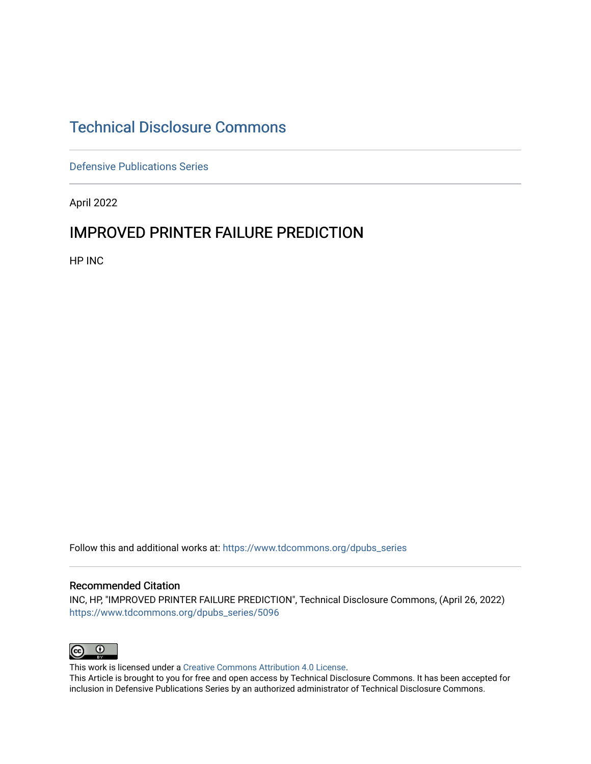# Technical Disclosure Commons

Defensive Publications Series

April 2022

## IMPROVED PRINTER FAILURE PREDICTION

HP INC

Follow this and additional works at: https://www.tdcommons.org/dpubs_series

### Recommended Citation

INC, HP, "IMPROVED PRINTER FAILURE PREDICTION", Technical Disclosure Commons, (April 26, 2022)
https://www.tdcommons.org/dpubs_series/5096

This work is licensed under a Creative Commons Attribution 4.0 License.
This Article is brought to you for free and open access by Technical Disclosure Commons. It has been accepted for inclusion in Defensive Publications Series by an authorized administrator of Technical Disclosure Commons.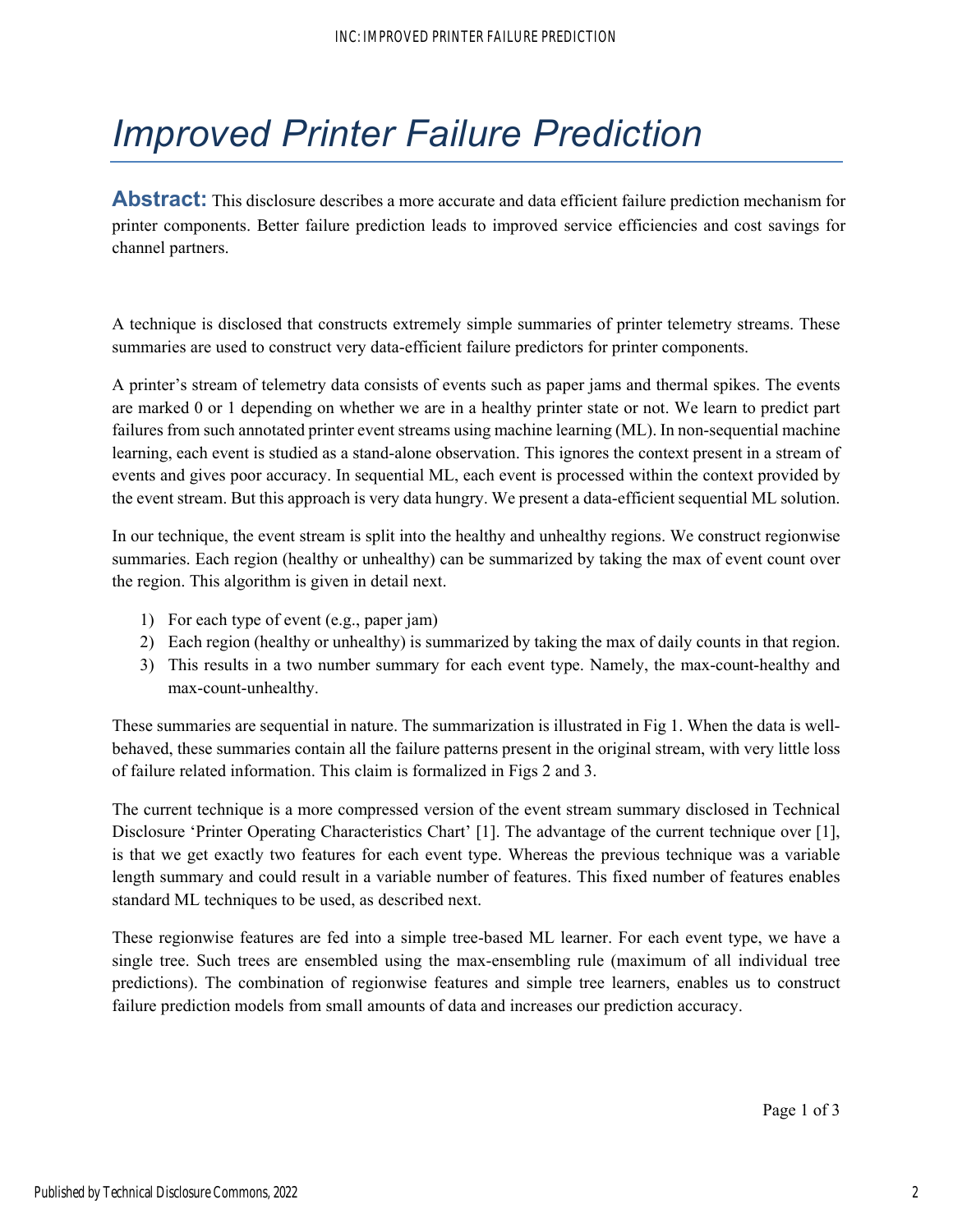# *Improved Printer Failure Prediction*

**Abstract:** This disclosure describes a more accurate and data efficient failure prediction mechanism for printer components. Better failure prediction leads to improved service efficiencies and cost savings for channel partners.

A technique is disclosed that constructs extremely simple summaries of printer telemetry streams. These summaries are used to construct very data-efficient failure predictors for printer components.

A printer's stream of telemetry data consists of events such as paper jams and thermal spikes. The events are marked 0 or 1 depending on whether we are in a healthy printer state or not. We learn to predict part failures from such annotated printer event streams using machine learning (ML). In non-sequential machine learning, each event is studied as a stand-alone observation. This ignores the context present in a stream of events and gives poor accuracy. In sequential ML, each event is processed within the context provided by the event stream. But this approach is very data hungry. We present a data-efficient sequential ML solution.

In our technique, the event stream is split into the healthy and unhealthy regions. We construct regionwise summaries. Each region (healthy or unhealthy) can be summarized by taking the max of event count over the region. This algorithm is given in detail next.

1) For each type of event (e.g., paper jam)
2) Each region (healthy or unhealthy) is summarized by taking the max of daily counts in that region.
3) This results in a two number summary for each event type. Namely, the max-count-healthy and max-count-unhealthy.

These summaries are sequential in nature. The summarization is illustrated in Fig 1. When the data is well-behaved, these summaries contain all the failure patterns present in the original stream, with very little loss of failure related information. This claim is formalized in Figs 2 and 3.

The current technique is a more compressed version of the event stream summary disclosed in Technical Disclosure 'Printer Operating Characteristics Chart' [1]. The advantage of the current technique over [1], is that we get exactly two features for each event type. Whereas the previous technique was a variable length summary and could result in a variable number of features. This fixed number of features enables standard ML techniques to be used, as described next.

These regionwise features are fed into a simple tree-based ML learner. For each event type, we have a single tree. Such trees are ensembled using the max-ensembling rule (maximum of all individual tree predictions). The combination of regionwise features and simple tree learners, enables us to construct failure prediction models from small amounts of data and increases our prediction accuracy.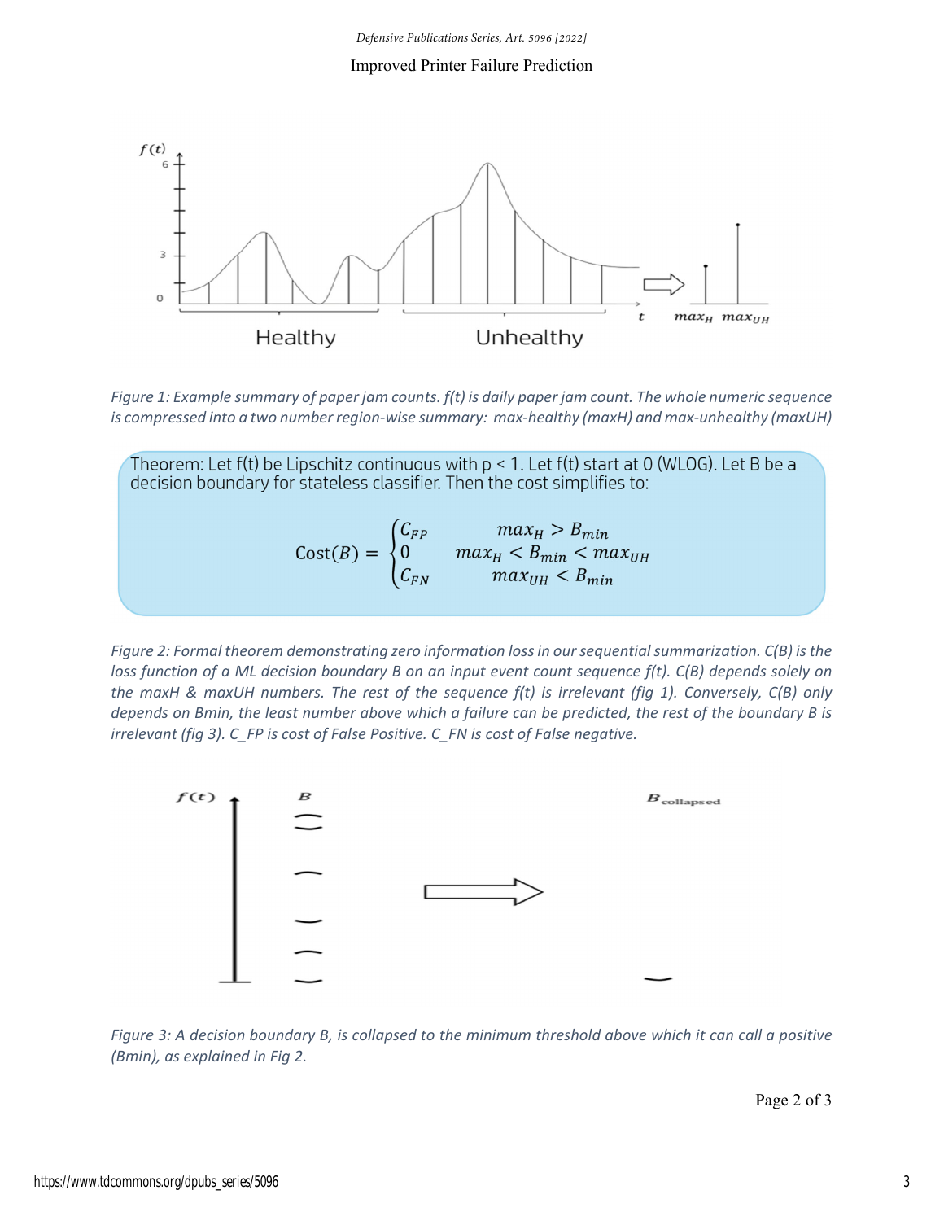Figure 1: Example summary of paper jam counts. f(t) is daily paper jam count. The whole numeric sequence is compressed into a two number region-wise summary: max-healthy (maxH) and max-unhealthy (maxUH)

Theorem: Let f(t) be Lipschitz continuous with p < 1. Let f(t) start at 0 (WLOG). Let B be a decision boundary for stateless classifier. Then the cost simplifies to:

$$\mathrm{Cost}(B) = \begin{cases} C_{FP} & max_H > B_{min} \\ 0 & max_H < B_{min} < max_{UH} \\ C_{FN} & max_{UH} < B_{min} \end{cases}$$

Figure 2: Formal theorem demonstrating zero information loss in our sequential summarization. C(B) is the loss function of a ML decision boundary B on an input event count sequence f(t). C(B) depends solely on the maxH & maxUH numbers. The rest of the sequence f(t) is irrelevant (fig 1). Conversely, C(B) only depends on Bmin, the least number above which a failure can be predicted, the rest of the boundary B is irrelevant (fig 3). C_FP is cost of False Positive. C_FN is cost of False negative.

Figure 3: A decision boundary B, is collapsed to the minimum threshold above which it can call a positive (Bmin), as explained in Fig 2.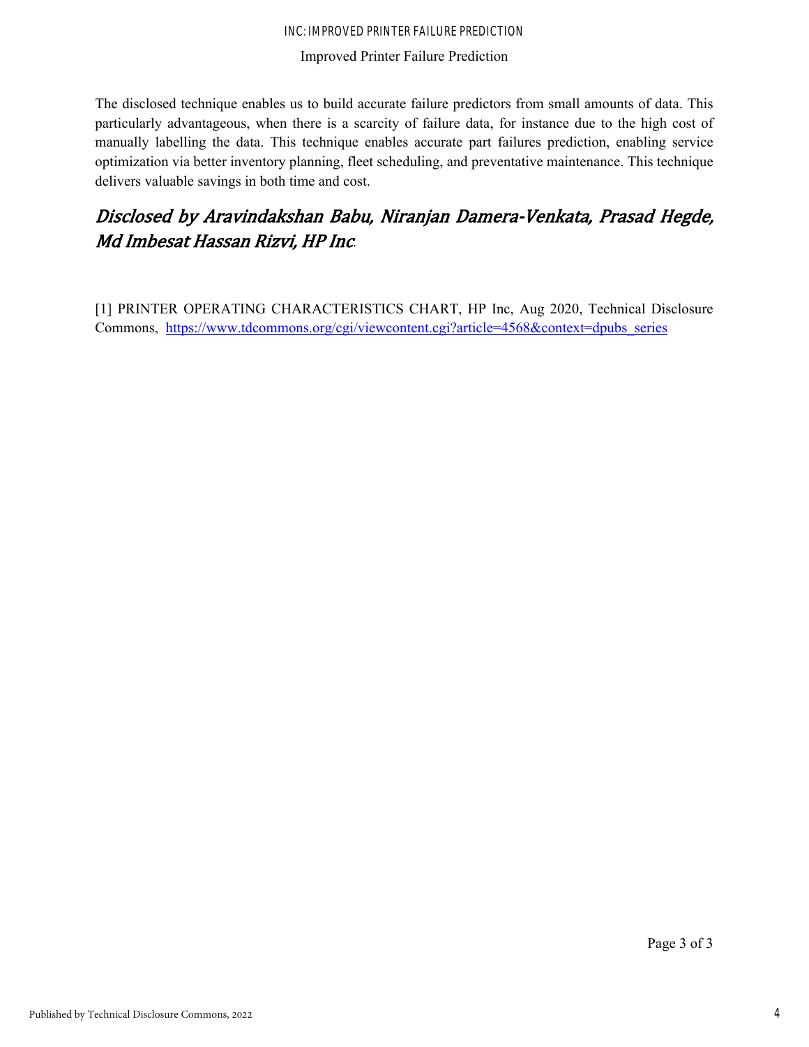The disclosed technique enables us to build accurate failure predictors from small amounts of data. This particularly advantageous, when there is a scarcity of failure data, for instance due to the high cost of manually labelling the data. This technique enables accurate part failures prediction, enabling service optimization via better inventory planning, fleet scheduling, and preventative maintenance. This technique delivers valuable savings in both time and cost.

## *Disclosed by Aravindakshan Babu, Niranjan Damera-Venkata, Prasad Hegde, Md Imbesat Hassan Rizvi, HP Inc.*

[1] PRINTER OPERATING CHARACTERISTICS CHART, HP Inc, Aug 2020, Technical Disclosure Commons, https://www.tdcommons.org/cgi/viewcontent.cgi?article=4568&context=dpubs_series